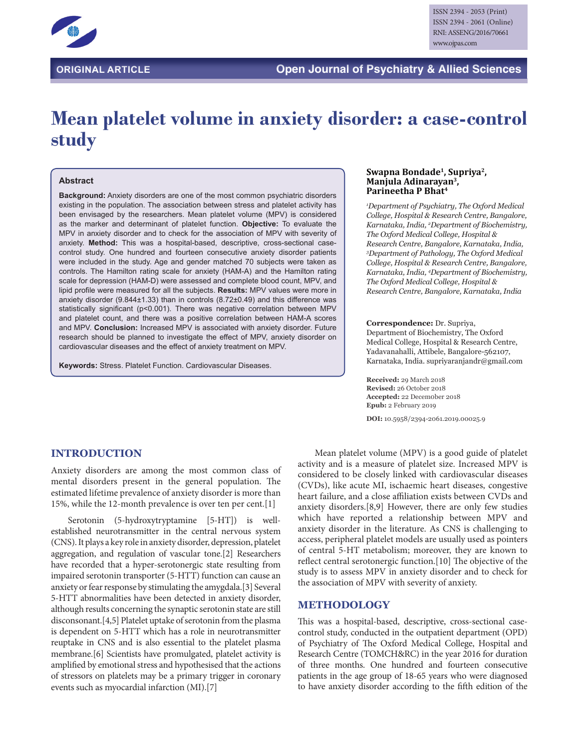ISSN 2394 - 2053 (Print)
ISSN 2394 - 2061 (Online)
RNI: ASSENG/2016/70661
www.ojpas.com

**ORIGINAL ARTICLE** — **Open Journal of Psychiatry & Allied Sciences**

# Mean platelet volume in anxiety disorder: a case-control study

**Swapna Bondade[1], Supriya[2], Manjula Adinarayan[3], Parineetha P Bhat[4]**

*[1]Department of Psychiatry, The Oxford Medical College, Hospital & Research Centre, Bangalore, Karnataka, India, [2]Department of Biochemistry, The Oxford Medical College, Hospital & Research Centre, Bangalore, Karnataka, India, [3]Department of Pathology, The Oxford Medical College, Hospital & Research Centre, Bangalore, Karnataka, India, [4]Department of Biochemistry, The Oxford Medical College, Hospital & Research Centre, Bangalore, Karnataka, India*

## Abstract

**Background:** Anxiety disorders are one of the most common psychiatric disorders existing in the population. The association between stress and platelet activity has been envisaged by the researchers. Mean platelet volume (MPV) is considered as the marker and determinant of platelet function. **Objective:** To evaluate the MPV in anxiety disorder and to check for the association of MPV with severity of anxiety. **Method:** This was a hospital-based, descriptive, cross-sectional case-control study. One hundred and fourteen consecutive anxiety disorder patients were included in the study. Age and gender matched 70 subjects were taken as controls. The Hamilton rating scale for anxiety (HAM-A) and the Hamilton rating scale for depression (HAM-D) were assessed and complete blood count, MPV, and lipid profile were measured for all the subjects. **Results:** MPV values were more in anxiety disorder (9.844±1.33) than in controls (8.72±0.49) and this difference was statistically significant ($p<0.001$). There was negative correlation between MPV and platelet count, and there was a positive correlation between HAM-A scores and MPV. **Conclusion:** Increased MPV is associated with anxiety disorder. Future research should be planned to investigate the effect of MPV, anxiety disorder on cardiovascular diseases and the effect of anxiety treatment on MPV.

**Keywords:** Stress. Platelet Function. Cardiovascular Diseases.

**Correspondence:** Dr. Supriya, Department of Biochemistry, The Oxford Medical College, Hospital & Research Centre, Yadavanahalli, Attibele, Bangalore-562107, Karnataka, India. supriyaranjandr@gmail.com

**Received:** 29 March 2018
**Revised:** 26 October 2018
**Accepted:** 22 Decemober 2018
**Epub:** 2 February 2019

**DOI:** 10.5958/2394-2061.2019.00025.9

## INTRODUCTION

Anxiety disorders are among the most common class of mental disorders present in the general population. The estimated lifetime prevalence of anxiety disorder is more than 15%, while the 12-month prevalence is over ten per cent.[1]

Serotonin (5-hydroxytryptamine [5-HT]) is well-established neurotransmitter in the central nervous system (CNS). It plays a key role in anxiety disorder, depression, platelet aggregation, and regulation of vascular tone.[2] Researchers have recorded that a hyper-serotonergic state resulting from impaired serotonin transporter (5-HTT) function can cause an anxiety or fear response by stimulating the amygdala.[3] Several 5-HTT abnormalities have been detected in anxiety disorder, although results concerning the synaptic serotonin state are still disconsonant.[4,5] Platelet uptake of serotonin from the plasma is dependent on 5-HTT which has a role in neurotransmitter reuptake in CNS and is also essential to the platelet plasma membrane.[6] Scientists have promulgated, platelet activity is amplified by emotional stress and hypothesised that the actions of stressors on platelets may be a primary trigger in coronary events such as myocardial infarction (MI).[7]

Mean platelet volume (MPV) is a good guide of platelet activity and is a measure of platelet size. Increased MPV is considered to be closely linked with cardiovascular diseases (CVDs), like acute MI, ischaemic heart diseases, congestive heart failure, and a close affiliation exists between CVDs and anxiety disorders.[8,9] However, there are only few studies which have reported a relationship between MPV and anxiety disorder in the literature. As CNS is challenging to access, peripheral platelet models are usually used as pointers of central 5-HT metabolism; moreover, they are known to reflect central serotonergic function.[10] The objective of the study is to assess MPV in anxiety disorder and to check for the association of MPV with severity of anxiety.

## METHODOLOGY

This was a hospital-based, descriptive, cross-sectional case-control study, conducted in the outpatient department (OPD) of Psychiatry of The Oxford Medical College, Hospital and Research Centre (TOMCH&RC) in the year 2016 for duration of three months. One hundred and fourteen consecutive patients in the age group of 18-65 years who were diagnosed to have anxiety disorder according to the fifth edition of the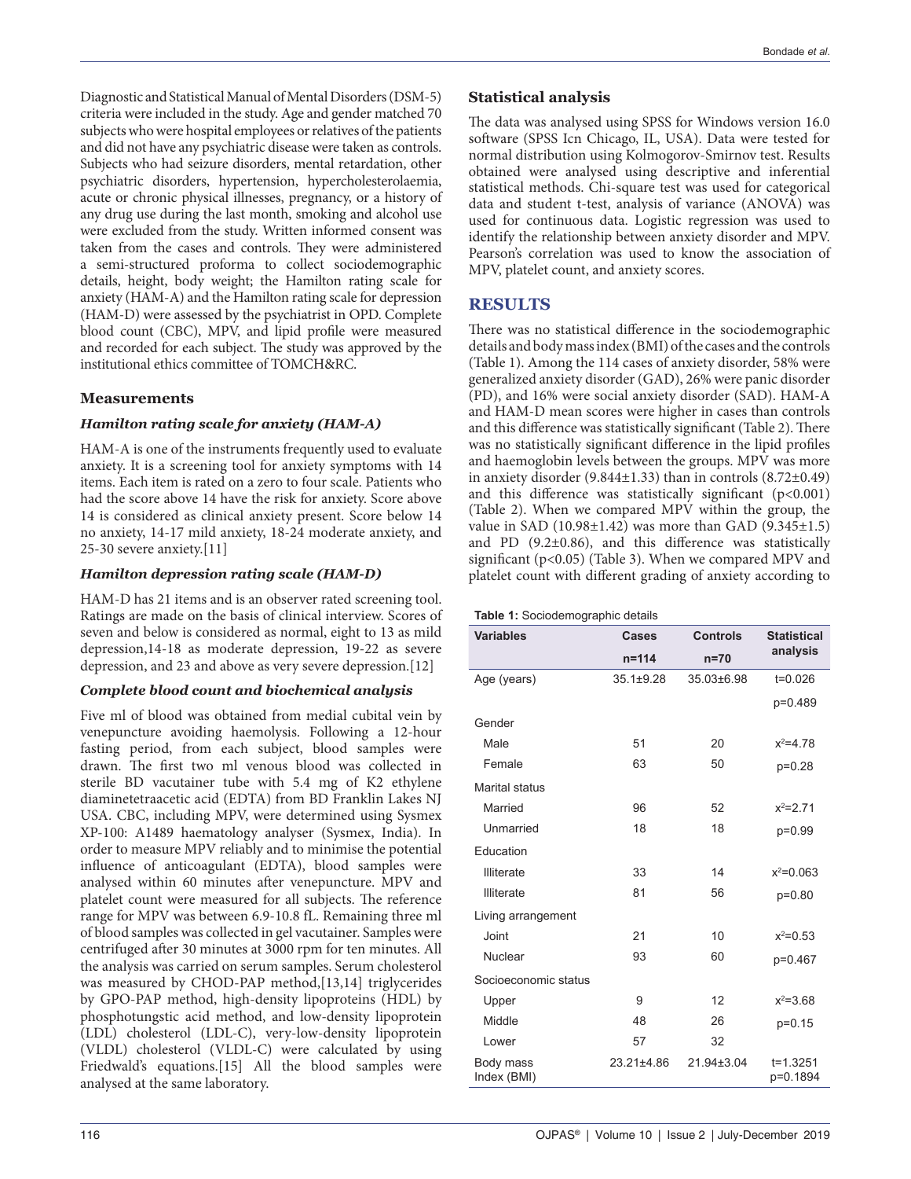Diagnostic and Statistical Manual of Mental Disorders (DSM-5) criteria were included in the study. Age and gender matched 70 subjects who were hospital employees or relatives of the patients and did not have any psychiatric disease were taken as controls. Subjects who had seizure disorders, mental retardation, other psychiatric disorders, hypertension, hypercholesterolaemia, acute or chronic physical illnesses, pregnancy, or a history of any drug use during the last month, smoking and alcohol use were excluded from the study. Written informed consent was taken from the cases and controls. They were administered a semi-structured proforma to collect sociodemographic details, height, body weight; the Hamilton rating scale for anxiety (HAM-A) and the Hamilton rating scale for depression (HAM-D) were assessed by the psychiatrist in OPD. Complete blood count (CBC), MPV, and lipid profile were measured and recorded for each subject. The study was approved by the institutional ethics committee of TOMCH&RC.

### Measurements

#### *Hamilton rating scale for anxiety (HAM-A)*

HAM-A is one of the instruments frequently used to evaluate anxiety. It is a screening tool for anxiety symptoms with 14 items. Each item is rated on a zero to four scale. Patients who had the score above 14 have the risk for anxiety. Score above 14 is considered as clinical anxiety present. Score below 14 no anxiety, 14-17 mild anxiety, 18-24 moderate anxiety, and 25-30 severe anxiety.[11]

#### *Hamilton depression rating scale (HAM-D)*

HAM-D has 21 items and is an observer rated screening tool. Ratings are made on the basis of clinical interview. Scores of seven and below is considered as normal, eight to 13 as mild depression,14-18 as moderate depression, 19-22 as severe depression, and 23 and above as very severe depression.[12]

#### *Complete blood count and biochemical analysis*

Five ml of blood was obtained from medial cubital vein by venepuncture avoiding haemolysis. Following a 12-hour fasting period, from each subject, blood samples were drawn. The first two ml venous blood was collected in sterile BD vacutainer tube with 5.4 mg of K2 ethylene diaminetetraacetic acid (EDTA) from BD Franklin Lakes NJ USA. CBC, including MPV, were determined using Sysmex XP-100: A1489 haematology analyser (Sysmex, India). In order to measure MPV reliably and to minimise the potential influence of anticoagulant (EDTA), blood samples were analysed within 60 minutes after venepuncture. MPV and platelet count were measured for all subjects. The reference range for MPV was between 6.9-10.8 fL. Remaining three ml of blood samples was collected in gel vacutainer. Samples were centrifuged after 30 minutes at 3000 rpm for ten minutes. All the analysis was carried on serum samples. Serum cholesterol was measured by CHOD-PAP method,[13,14] triglycerides by GPO-PAP method, high-density lipoproteins (HDL) by phosphotungstic acid method, and low-density lipoprotein (LDL) cholesterol (LDL-C), very-low-density lipoprotein (VLDL) cholesterol (VLDL-C) were calculated by using Friedwald's equations.[15] All the blood samples were analysed at the same laboratory.

### Statistical analysis

The data was analysed using SPSS for Windows version 16.0 software (SPSS Icn Chicago, IL, USA). Data were tested for normal distribution using Kolmogorov-Smirnov test. Results obtained were analysed using descriptive and inferential statistical methods. Chi-square test was used for categorical data and student t-test, analysis of variance (ANOVA) was used for continuous data. Logistic regression was used to identify the relationship between anxiety disorder and MPV. Pearson's correlation was used to know the association of MPV, platelet count, and anxiety scores.

## RESULTS

There was no statistical difference in the sociodemographic details and body mass index (BMI) of the cases and the controls (Table 1). Among the 114 cases of anxiety disorder, 58% were generalized anxiety disorder (GAD), 26% were panic disorder (PD), and 16% were social anxiety disorder (SAD). HAM-A and HAM-D mean scores were higher in cases than controls and this difference was statistically significant (Table 2). There was no statistically significant difference in the lipid profiles and haemoglobin levels between the groups. MPV was more in anxiety disorder (9.844±1.33) than in controls (8.72±0.49) and this difference was statistically significant ($p<0.001$) (Table 2). When we compared MPV within the group, the value in SAD (10.98±1.42) was more than GAD (9.345±1.5) and PD (9.2±0.86), and this difference was statistically significant ($p<0.05$) (Table 3). When we compared MPV and platelet count with different grading of anxiety according to

**Table 1:** Sociodemographic details

| Variables | Cases n=114 | Controls n=70 | Statistical analysis |
|---|---|---|---|
| Age (years) | 35.1±9.28 | 35.03±6.98 | t=0.026 p=0.489 |
| Gender | | | |
| Male | 51 | 20 | $x^2$=4.78 |
| Female | 63 | 50 | p=0.28 |
| Marital status | | | |
| Married | 96 | 52 | $x^2$=2.71 |
| Unmarried | 18 | 18 | p=0.99 |
| Education | | | |
| Illiterate | 33 | 14 | $x^2$=0.063 |
| Illiterate | 81 | 56 | p=0.80 |
| Living arrangement | | | |
| Joint | 21 | 10 | $x^2$=0.53 |
| Nuclear | 93 | 60 | p=0.467 |
| Socioeconomic status | | | |
| Upper | 9 | 12 | $x^2$=3.68 |
| Middle | 48 | 26 | p=0.15 |
| Lower | 57 | 32 | |
| Body mass Index (BMI) | 23.21±4.86 | 21.94±3.04 | t=1.3251 p=0.1894 |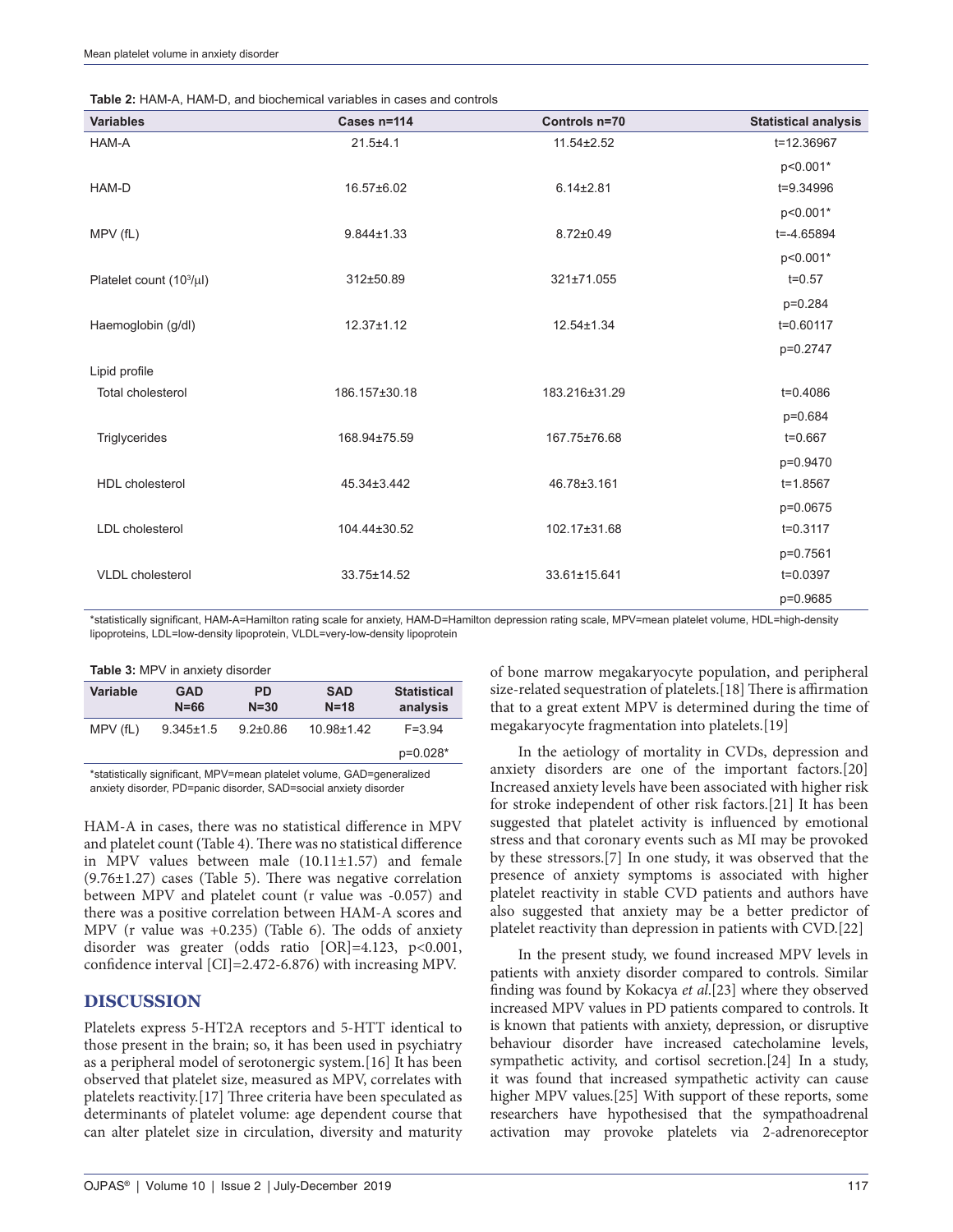**Table 2:** HAM-A, HAM-D, and biochemical variables in cases and controls

| Variables | Cases n=114 | Controls n=70 | Statistical analysis |
|---|---|---|---|
| HAM-A | 21.5±4.1 | 11.54±2.52 | t=12.36967 p<0.001* |
| HAM-D | 16.57±6.02 | 6.14±2.81 | t=9.34996 p<0.001* |
| MPV (fL) | 9.844±1.33 | 8.72±0.49 | t=-4.65894 p<0.001* |
| Platelet count ($10^3$/μl) | 312±50.89 | 321±71.055 | t=0.57 p=0.284 |
| Haemoglobin (g/dl) | 12.37±1.12 | 12.54±1.34 | t=0.60117 p=0.2747 |
| Lipid profile | | | |
| Total cholesterol | 186.157±30.18 | 183.216±31.29 | t=0.4086 p=0.684 |
| Triglycerides | 168.94±75.59 | 167.75±76.68 | t=0.667 p=0.9470 |
| HDL cholesterol | 45.34±3.442 | 46.78±3.161 | t=1.8567 p=0.0675 |
| LDL cholesterol | 104.44±30.52 | 102.17±31.68 | t=0.3117 p=0.7561 |
| VLDL cholesterol | 33.75±14.52 | 33.61±15.641 | t=0.0397 p=0.9685 |

*statistically significant, HAM-A=Hamilton rating scale for anxiety, HAM-D=Hamilton depression rating scale, MPV=mean platelet volume, HDL=high-density lipoproteins, LDL=low-density lipoprotein, VLDL=very-low-density lipoprotein

**Table 3:** MPV in anxiety disorder

| Variable | GAD N=66 | PD N=30 | SAD N=18 | Statistical analysis |
|---|---|---|---|---|
| MPV (fL) | 9.345±1.5 | 9.2±0.86 | 10.98±1.42 | F=3.94 p=0.028* |

*statistically significant, MPV=mean platelet volume, GAD=generalized anxiety disorder, PD=panic disorder, SAD=social anxiety disorder

HAM-A in cases, there was no statistical difference in MPV and platelet count (Table 4). There was no statistical difference in MPV values between male (10.11±1.57) and female (9.76±1.27) cases (Table 5). There was negative correlation between MPV and platelet count (r value was -0.057) and there was a positive correlation between HAM-A scores and MPV (r value was +0.235) (Table 6). The odds of anxiety disorder was greater (odds ratio [OR]=4.123, p<0.001, confidence interval [CI]=2.472-6.876) with increasing MPV.

## DISCUSSION

Platelets express 5-HT2A receptors and 5-HTT identical to those present in the brain; so, it has been used in psychiatry as a peripheral model of serotonergic system.[16] It has been observed that platelet size, measured as MPV, correlates with platelets reactivity.[17] Three criteria have been speculated as determinants of platelet volume: age dependent course that can alter platelet size in circulation, diversity and maturity of bone marrow megakaryocyte population, and peripheral size-related sequestration of platelets.[18] There is affirmation that to a great extent MPV is determined during the time of megakaryocyte fragmentation into platelets.[19]

In the aetiology of mortality in CVDs, depression and anxiety disorders are one of the important factors.[20] Increased anxiety levels have been associated with higher risk for stroke independent of other risk factors.[21] It has been suggested that platelet activity is influenced by emotional stress and that coronary events such as MI may be provoked by these stressors.[7] In one study, it was observed that the presence of anxiety symptoms is associated with higher platelet reactivity in stable CVD patients and authors have also suggested that anxiety may be a better predictor of platelet reactivity than depression in patients with CVD.[22]

In the present study, we found increased MPV levels in patients with anxiety disorder compared to controls. Similar finding was found by Kokacya *et al*.[23] where they observed increased MPV values in PD patients compared to controls. It is known that patients with anxiety, depression, or disruptive behaviour disorder have increased catecholamine levels, sympathetic activity, and cortisol secretion.[24] In a study, it was found that increased sympathetic activity can cause higher MPV values.[25] With support of these reports, some researchers have hypothesised that the sympathoadrenal activation may provoke platelets via 2-adrenoreceptor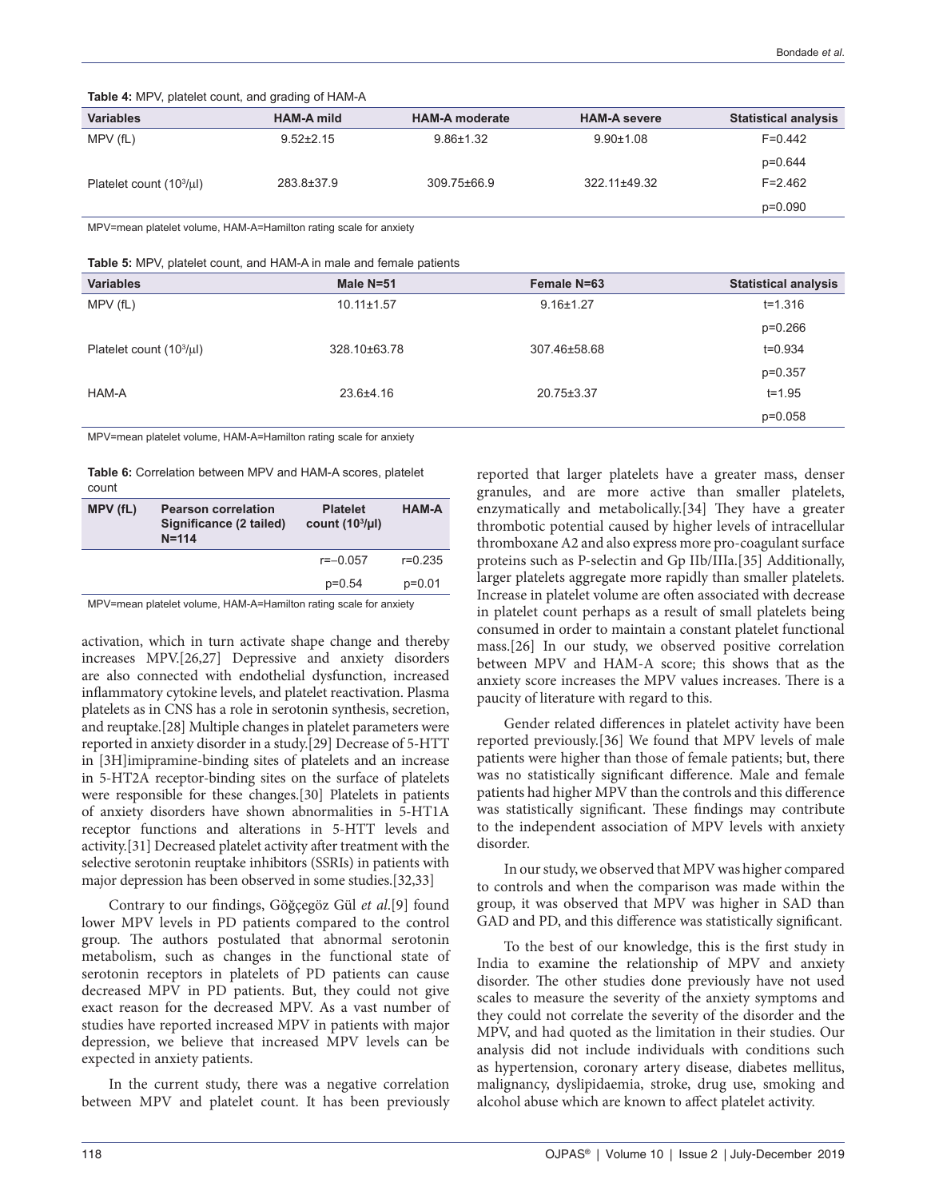**Table 4:** MPV, platelet count, and grading of HAM-A

| Variables | HAM-A mild | HAM-A moderate | HAM-A severe | Statistical analysis |
|---|---|---|---|---|
| MPV (fL) | 9.52±2.15 | 9.86±1.32 | 9.90±1.08 | F=0.442 |
| | | | | p=0.644 |
| Platelet count ($10^3$/μl) | 283.8±37.9 | 309.75±66.9 | 322.11±49.32 | F=2.462 |
| | | | | p=0.090 |

MPV=mean platelet volume, HAM-A=Hamilton rating scale for anxiety

**Table 5:** MPV, platelet count, and HAM-A in male and female patients

| Variables | Male N=51 | Female N=63 | Statistical analysis |
|---|---|---|---|
| MPV (fL) | 10.11±1.57 | 9.16±1.27 | t=1.316 |
| | | | p=0.266 |
| Platelet count ($10^3$/μl) | 328.10±63.78 | 307.46±58.68 | t=0.934 |
| | | | p=0.357 |
| HAM-A | 23.6±4.16 | 20.75±3.37 | t=1.95 |
| | | | p=0.058 |

MPV=mean platelet volume, HAM-A=Hamilton rating scale for anxiety

**Table 6:** Correlation between MPV and HAM-A scores, platelet count

| MPV (fL) | Pearson correlation Significance (2 tailed) N=114 | Platelet count ($10^3$/μl) | HAM-A |
|---|---|---|---|
| | | r=−0.057 | r=0.235 |
| | | p=0.54 | p=0.01 |

MPV=mean platelet volume, HAM-A=Hamilton rating scale for anxiety

activation, which in turn activate shape change and thereby increases MPV.[26,27] Depressive and anxiety disorders are also connected with endothelial dysfunction, increased inflammatory cytokine levels, and platelet reactivation. Plasma platelets as in CNS has a role in serotonin synthesis, secretion, and reuptake.[28] Multiple changes in platelet parameters were reported in anxiety disorder in a study.[29] Decrease of 5-HTT in [3H]imipramine-binding sites of platelets and an increase in 5-HT2A receptor-binding sites on the surface of platelets were responsible for these changes.[30] Platelets in patients of anxiety disorders have shown abnormalities in 5-HT1A receptor functions and alterations in 5-HTT levels and activity.[31] Decreased platelet activity after treatment with the selective serotonin reuptake inhibitors (SSRIs) in patients with major depression has been observed in some studies.[32,33]

Contrary to our findings, Göğçegöz Gül *et al.*[9] found lower MPV levels in PD patients compared to the control group. The authors postulated that abnormal serotonin metabolism, such as changes in the functional state of serotonin receptors in platelets of PD patients can cause decreased MPV in PD patients. But, they could not give exact reason for the decreased MPV. As a vast number of studies have reported increased MPV in patients with major depression, we believe that increased MPV levels can be expected in anxiety patients.

In the current study, there was a negative correlation between MPV and platelet count. It has been previously reported that larger platelets have a greater mass, denser granules, and are more active than smaller platelets, enzymatically and metabolically.[34] They have a greater thrombotic potential caused by higher levels of intracellular thromboxane A2 and also express more pro-coagulant surface proteins such as P-selectin and Gp IIb/IIIa.[35] Additionally, larger platelets aggregate more rapidly than smaller platelets. Increase in platelet volume are often associated with decrease in platelet count perhaps as a result of small platelets being consumed in order to maintain a constant platelet functional mass.[26] In our study, we observed positive correlation between MPV and HAM-A score; this shows that as the anxiety score increases the MPV values increases. There is a paucity of literature with regard to this.

Gender related differences in platelet activity have been reported previously.[36] We found that MPV levels of male patients were higher than those of female patients; but, there was no statistically significant difference. Male and female patients had higher MPV than the controls and this difference was statistically significant. These findings may contribute to the independent association of MPV levels with anxiety disorder.

In our study, we observed that MPV was higher compared to controls and when the comparison was made within the group, it was observed that MPV was higher in SAD than GAD and PD, and this difference was statistically significant.

To the best of our knowledge, this is the first study in India to examine the relationship of MPV and anxiety disorder. The other studies done previously have not used scales to measure the severity of the anxiety symptoms and they could not correlate the severity of the disorder and the MPV, and had quoted as the limitation in their studies. Our analysis did not include individuals with conditions such as hypertension, coronary artery disease, diabetes mellitus, malignancy, dyslipidaemia, stroke, drug use, smoking and alcohol abuse which are known to affect platelet activity.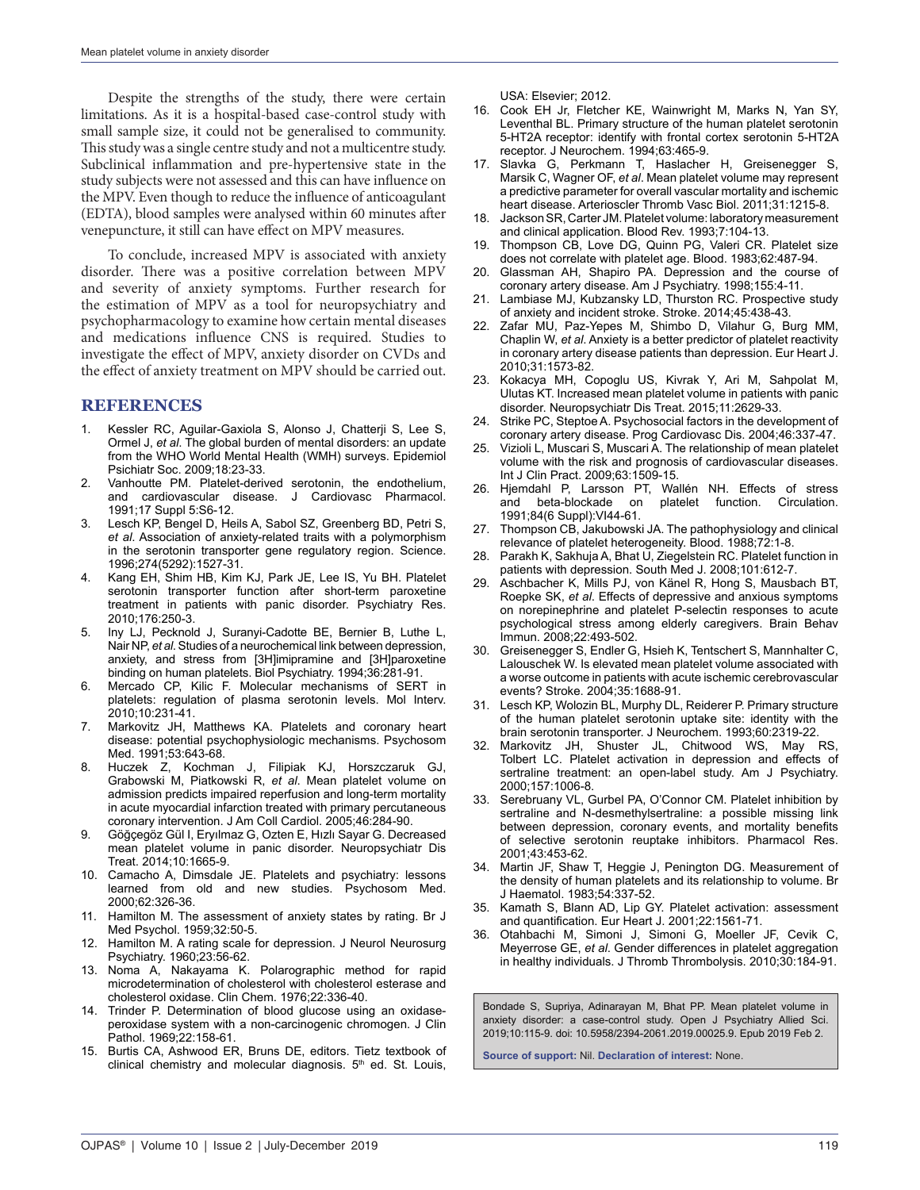Despite the strengths of the study, there were certain limitations. As it is a hospital-based case-control study with small sample size, it could not be generalised to community. This study was a single centre study and not a multicentre study. Subclinical inflammation and pre-hypertensive state in the study subjects were not assessed and this can have influence on the MPV. Even though to reduce the influence of anticoagulant (EDTA), blood samples were analysed within 60 minutes after venepuncture, it still can have effect on MPV measures.

To conclude, increased MPV is associated with anxiety disorder. There was a positive correlation between MPV and severity of anxiety symptoms. Further research for the estimation of MPV as a tool for neuropsychiatry and psychopharmacology to examine how certain mental diseases and medications influence CNS is required. Studies to investigate the effect of MPV, anxiety disorder on CVDs and the effect of anxiety treatment on MPV should be carried out.

## REFERENCES

1. Kessler RC, Aguilar-Gaxiola S, Alonso J, Chatterji S, Lee S, Ormel J, *et al*. The global burden of mental disorders: an update from the WHO World Mental Health (WMH) surveys. Epidemiol Psichiatr Soc. 2009;18:23-33.
2. Vanhoutte PM. Platelet-derived serotonin, the endothelium, and cardiovascular disease. J Cardiovasc Pharmacol. 1991;17 Suppl 5:S6-12.
3. Lesch KP, Bengel D, Heils A, Sabol SZ, Greenberg BD, Petri S, *et al*. Association of anxiety-related traits with a polymorphism in the serotonin transporter gene regulatory region. Science. 1996;274(5292):1527-31.
4. Kang EH, Shim HB, Kim KJ, Park JE, Lee IS, Yu BH. Platelet serotonin transporter function after short-term paroxetine treatment in patients with panic disorder. Psychiatry Res. 2010;176:250-3.
5. Iny LJ, Pecknold J, Suranyi-Cadotte BE, Bernier B, Luthe L, Nair NP, *et al*. Studies of a neurochemical link between depression, anxiety, and stress from [3H]imipramine and [3H]paroxetine binding on human platelets. Biol Psychiatry. 1994;36:281-91.
6. Mercado CP, Kilic F. Molecular mechanisms of SERT in platelets: regulation of plasma serotonin levels. Mol Interv. 2010;10:231-41.
7. Markovitz JH, Matthews KA. Platelets and coronary heart disease: potential psychophysiologic mechanisms. Psychosom Med. 1991;53:643-68.
8. Huczek Z, Kochman J, Filipiak KJ, Horszczaruk GJ, Grabowski M, Piatkowski R, *et al*. Mean platelet volume on admission predicts impaired reperfusion and long-term mortality in acute myocardial infarction treated with primary percutaneous coronary intervention. J Am Coll Cardiol. 2005;46:284-90.
9. Göğçegöz Gül I, Eryılmaz G, Ozten E, Hızlı Sayar G. Decreased mean platelet volume in panic disorder. Neuropsychiatr Dis Treat. 2014;10:1665-9.
10. Camacho A, Dimsdale JE. Platelets and psychiatry: lessons learned from old and new studies. Psychosom Med. 2000;62:326-36.
11. Hamilton M. The assessment of anxiety states by rating. Br J Med Psychol. 1959;32:50-5.
12. Hamilton M. A rating scale for depression. J Neurol Neurosurg Psychiatry. 1960;23:56-62.
13. Noma A, Nakayama K. Polarographic method for rapid microdetermination of cholesterol with cholesterol esterase and cholesterol oxidase. Clin Chem. 1976;22:336-40.
14. Trinder P. Determination of blood glucose using an oxidase-peroxidase system with a non-carcinogenic chromogen. J Clin Pathol. 1969;22:158-61.
15. Burtis CA, Ashwood ER, Bruns DE, editors. Tietz textbook of clinical chemistry and molecular diagnosis. 5th ed. St. Louis, USA: Elsevier; 2012.
16. Cook EH Jr, Fletcher KE, Wainwright M, Marks N, Yan SY, Leventhal BL. Primary structure of the human platelet serotonin 5-HT2A receptor: identify with frontal cortex serotonin 5-HT2A receptor. J Neurochem. 1994;63:465-9.
17. Slavka G, Perkmann T, Haslacher H, Greisenegger S, Marsik C, Wagner OF, *et al*. Mean platelet volume may represent a predictive parameter for overall vascular mortality and ischemic heart disease. Arterioscler Thromb Vasc Biol. 2011;31:1215-8.
18. Jackson SR, Carter JM. Platelet volume: laboratory measurement and clinical application. Blood Rev. 1993;7:104-13.
19. Thompson CB, Love DG, Quinn PG, Valeri CR. Platelet size does not correlate with platelet age. Blood. 1983;62:487-94.
20. Glassman AH, Shapiro PA. Depression and the course of coronary artery disease. Am J Psychiatry. 1998;155:4-11.
21. Lambiase MJ, Kubzansky LD, Thurston RC. Prospective study of anxiety and incident stroke. Stroke. 2014;45:438-43.
22. Zafar MU, Paz-Yepes M, Shimbo D, Vilahur G, Burg MM, Chaplin W, *et al*. Anxiety is a better predictor of platelet reactivity in coronary artery disease patients than depression. Eur Heart J. 2010;31:1573-82.
23. Kokacya MH, Copoglu US, Kivrak Y, Ari M, Sahpolat M, Ulutas KT. Increased mean platelet volume in patients with panic disorder. Neuropsychiatr Dis Treat. 2015;11:2629-33.
24. Strike PC, Steptoe A. Psychosocial factors in the development of coronary artery disease. Prog Cardiovasc Dis. 2004;46:337-47.
25. Vizioli L, Muscari S, Muscari A. The relationship of mean platelet volume with the risk and prognosis of cardiovascular diseases. Int J Clin Pract. 2009;63:1509-15.
26. Hjemdahl P, Larsson PT, Wallén NH. Effects of stress and beta-blockade on platelet function. Circulation. 1991;84(6 Suppl):VI44-61.
27. Thompson CB, Jakubowski JA. The pathophysiology and clinical relevance of platelet heterogeneity. Blood. 1988;72:1-8.
28. Parakh K, Sakhuja A, Bhat U, Ziegelstein RC. Platelet function in patients with depression. South Med J. 2008;101:612-7.
29. Aschbacher K, Mills PJ, von Känel R, Hong S, Mausbach BT, Roepke SK, *et al*. Effects of depressive and anxious symptoms on norepinephrine and platelet P-selectin responses to acute psychological stress among elderly caregivers. Brain Behav Immun. 2008;22:493-502.
30. Greisenegger S, Endler G, Hsieh K, Tentschert S, Mannhalter C, Lalouschek W. Is elevated mean platelet volume associated with a worse outcome in patients with acute ischemic cerebrovascular events? Stroke. 2004;35:1688-91.
31. Lesch KP, Wolozin BL, Murphy DL, Reiderer P. Primary structure of the human platelet serotonin uptake site: identity with the brain serotonin transporter. J Neurochem. 1993;60:2319-22.
32. Markovitz JH, Shuster JL, Chitwood WS, May RS, Tolbert LC. Platelet activation in depression and effects of sertraline treatment: an open-label study. Am J Psychiatry. 2000;157:1006-8.
33. Serebruany VL, Gurbel PA, O'Connor CM. Platelet inhibition by sertraline and N-desmethylsertraline: a possible missing link between depression, coronary events, and mortality benefits of selective serotonin reuptake inhibitors. Pharmacol Res. 2001;43:453-62.
34. Martin JF, Shaw T, Heggie J, Penington DG. Measurement of the density of human platelets and its relationship to volume. Br J Haematol. 1983;54:337-52.
35. Kamath S, Blann AD, Lip GY. Platelet activation: assessment and quantification. Eur Heart J. 2001;22:1561-71.
36. Otahbachi M, Simoni J, Simoni G, Moeller JF, Cevik C, Meyerrose GE, *et al*. Gender differences in platelet aggregation in healthy individuals. J Thromb Thrombolysis. 2010;30:184-91.

Bondade S, Supriya, Adinarayan M, Bhat PP. Mean platelet volume in anxiety disorder: a case-control study. Open J Psychiatry Allied Sci. 2019;10:115-9. doi: 10.5958/2394-2061.2019.00025.9. Epub 2019 Feb 2.

**Source of support:** Nil. **Declaration of interest:** None.